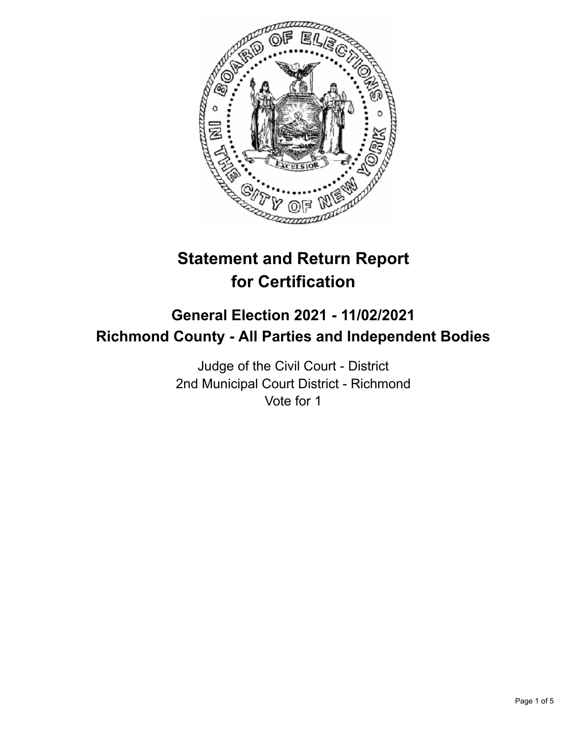# Statement and Return Report for Certification

## General Election 2021 - 11/02/2021
## Richmond County - All Parties and Independent Bodies

Judge of the Civil Court - District
2nd Municipal Court District - Richmond
Vote for 1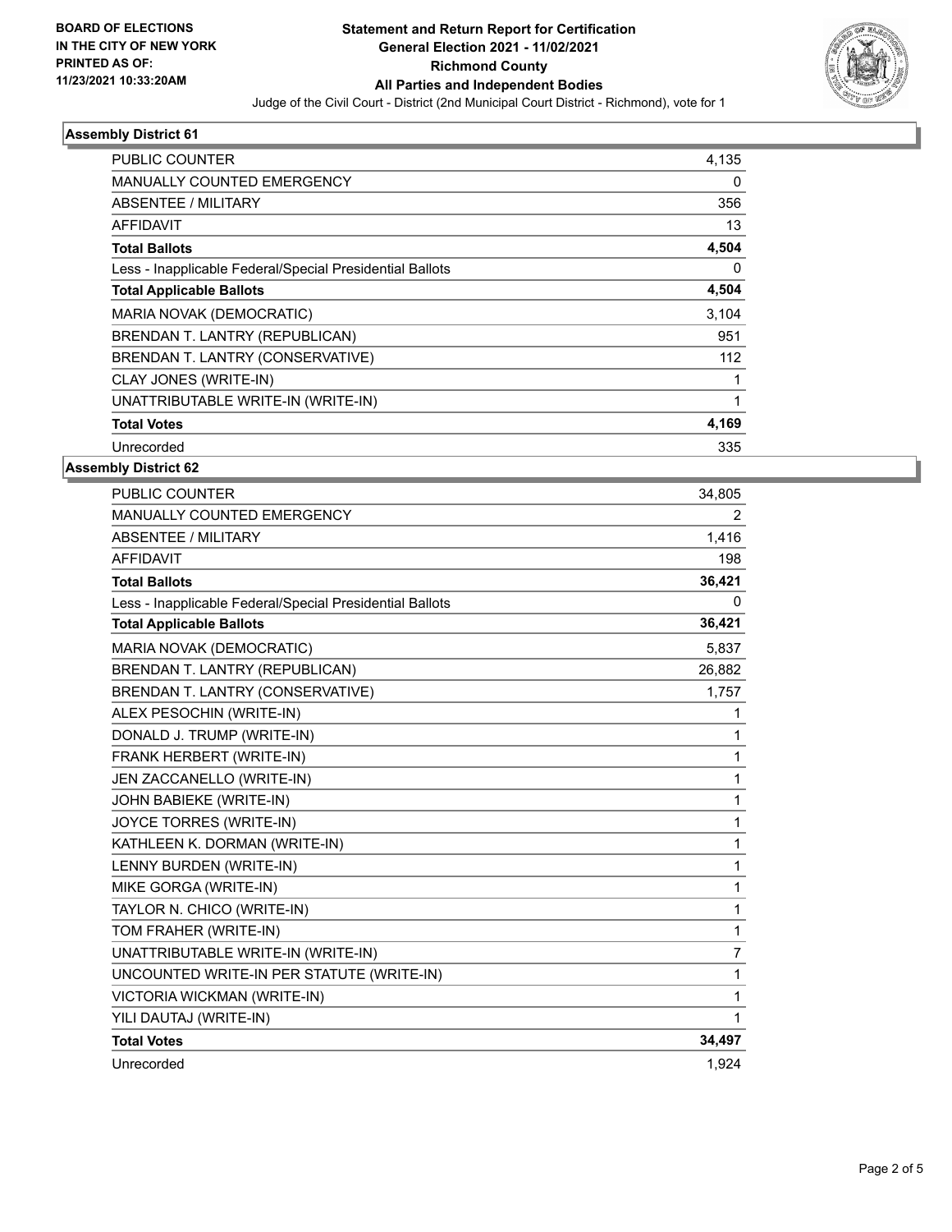**Assembly District 61**

| | |
|---|---|
| PUBLIC COUNTER | 4,135 |
| MANUALLY COUNTED EMERGENCY | 0 |
| ABSENTEE / MILITARY | 356 |
| AFFIDAVIT | 13 |
| **Total Ballots** | **4,504** |
| Less - Inapplicable Federal/Special Presidential Ballots | 0 |
| **Total Applicable Ballots** | **4,504** |
| MARIA NOVAK (DEMOCRATIC) | 3,104 |
| BRENDAN T. LANTRY (REPUBLICAN) | 951 |
| BRENDAN T. LANTRY (CONSERVATIVE) | 112 |
| CLAY JONES (WRITE-IN) | 1 |
| UNATTRIBUTABLE WRITE-IN (WRITE-IN) | 1 |
| **Total Votes** | **4,169** |
| Unrecorded | 335 |

**Assembly District 62**

| | |
|---|---|
| PUBLIC COUNTER | 34,805 |
| MANUALLY COUNTED EMERGENCY | 2 |
| ABSENTEE / MILITARY | 1,416 |
| AFFIDAVIT | 198 |
| **Total Ballots** | **36,421** |
| Less - Inapplicable Federal/Special Presidential Ballots | 0 |
| **Total Applicable Ballots** | **36,421** |
| MARIA NOVAK (DEMOCRATIC) | 5,837 |
| BRENDAN T. LANTRY (REPUBLICAN) | 26,882 |
| BRENDAN T. LANTRY (CONSERVATIVE) | 1,757 |
| ALEX PESOCHIN (WRITE-IN) | 1 |
| DONALD J. TRUMP (WRITE-IN) | 1 |
| FRANK HERBERT (WRITE-IN) | 1 |
| JEN ZACCANELLO (WRITE-IN) | 1 |
| JOHN BABIEKE (WRITE-IN) | 1 |
| JOYCE TORRES (WRITE-IN) | 1 |
| KATHLEEN K. DORMAN (WRITE-IN) | 1 |
| LENNY BURDEN (WRITE-IN) | 1 |
| MIKE GORGA (WRITE-IN) | 1 |
| TAYLOR N. CHICO (WRITE-IN) | 1 |
| TOM FRAHER (WRITE-IN) | 1 |
| UNATTRIBUTABLE WRITE-IN (WRITE-IN) | 7 |
| UNCOUNTED WRITE-IN PER STATUTE (WRITE-IN) | 1 |
| VICTORIA WICKMAN (WRITE-IN) | 1 |
| YILI DAUTAJ (WRITE-IN) | 1 |
| **Total Votes** | **34,497** |
| Unrecorded | 1,924 |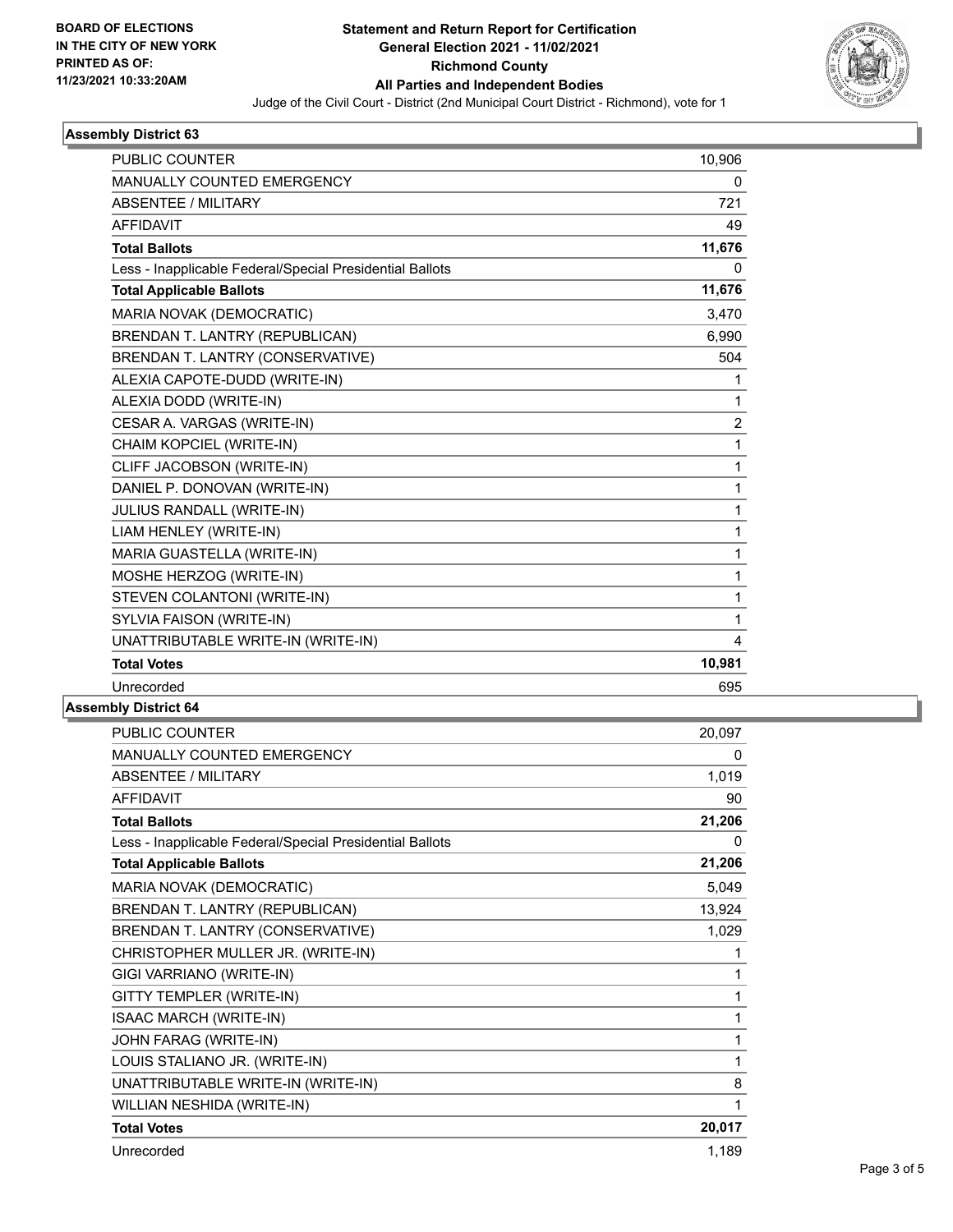BOARD OF ELECTIONS
IN THE CITY OF NEW YORK
PRINTED AS OF:
11/23/2021 10:33:20AM

# Statement and Return Report for Certification
## General Election 2021 - 11/02/2021
## Richmond County
## All Parties and Independent Bodies

Judge of the Civil Court - District (2nd Municipal Court District - Richmond), vote for 1

### Assembly District 63

| | |
|---|---|
| PUBLIC COUNTER | 10,906 |
| MANUALLY COUNTED EMERGENCY | 0 |
| ABSENTEE / MILITARY | 721 |
| AFFIDAVIT | 49 |
| **Total Ballots** | **11,676** |
| Less - Inapplicable Federal/Special Presidential Ballots | 0 |
| **Total Applicable Ballots** | **11,676** |
| MARIA NOVAK (DEMOCRATIC) | 3,470 |
| BRENDAN T. LANTRY (REPUBLICAN) | 6,990 |
| BRENDAN T. LANTRY (CONSERVATIVE) | 504 |
| ALEXIA CAPOTE-DUDD (WRITE-IN) | 1 |
| ALEXIA DODD (WRITE-IN) | 1 |
| CESAR A. VARGAS (WRITE-IN) | 2 |
| CHAIM KOPCIEL (WRITE-IN) | 1 |
| CLIFF JACOBSON (WRITE-IN) | 1 |
| DANIEL P. DONOVAN (WRITE-IN) | 1 |
| JULIUS RANDALL (WRITE-IN) | 1 |
| LIAM HENLEY (WRITE-IN) | 1 |
| MARIA GUASTELLA (WRITE-IN) | 1 |
| MOSHE HERZOG (WRITE-IN) | 1 |
| STEVEN COLANTONI (WRITE-IN) | 1 |
| SYLVIA FAISON (WRITE-IN) | 1 |
| UNATTRIBUTABLE WRITE-IN (WRITE-IN) | 4 |
| **Total Votes** | **10,981** |
| Unrecorded | 695 |

### Assembly District 64

| | |
|---|---|
| PUBLIC COUNTER | 20,097 |
| MANUALLY COUNTED EMERGENCY | 0 |
| ABSENTEE / MILITARY | 1,019 |
| AFFIDAVIT | 90 |
| **Total Ballots** | **21,206** |
| Less - Inapplicable Federal/Special Presidential Ballots | 0 |
| **Total Applicable Ballots** | **21,206** |
| MARIA NOVAK (DEMOCRATIC) | 5,049 |
| BRENDAN T. LANTRY (REPUBLICAN) | 13,924 |
| BRENDAN T. LANTRY (CONSERVATIVE) | 1,029 |
| CHRISTOPHER MULLER JR. (WRITE-IN) | 1 |
| GIGI VARRIANO (WRITE-IN) | 1 |
| GITTY TEMPLER (WRITE-IN) | 1 |
| ISAAC MARCH (WRITE-IN) | 1 |
| JOHN FARAG (WRITE-IN) | 1 |
| LOUIS STALIANO JR. (WRITE-IN) | 1 |
| UNATTRIBUTABLE WRITE-IN (WRITE-IN) | 8 |
| WILLIAN NESHIDA (WRITE-IN) | 1 |
| **Total Votes** | **20,017** |
| Unrecorded | 1,189 |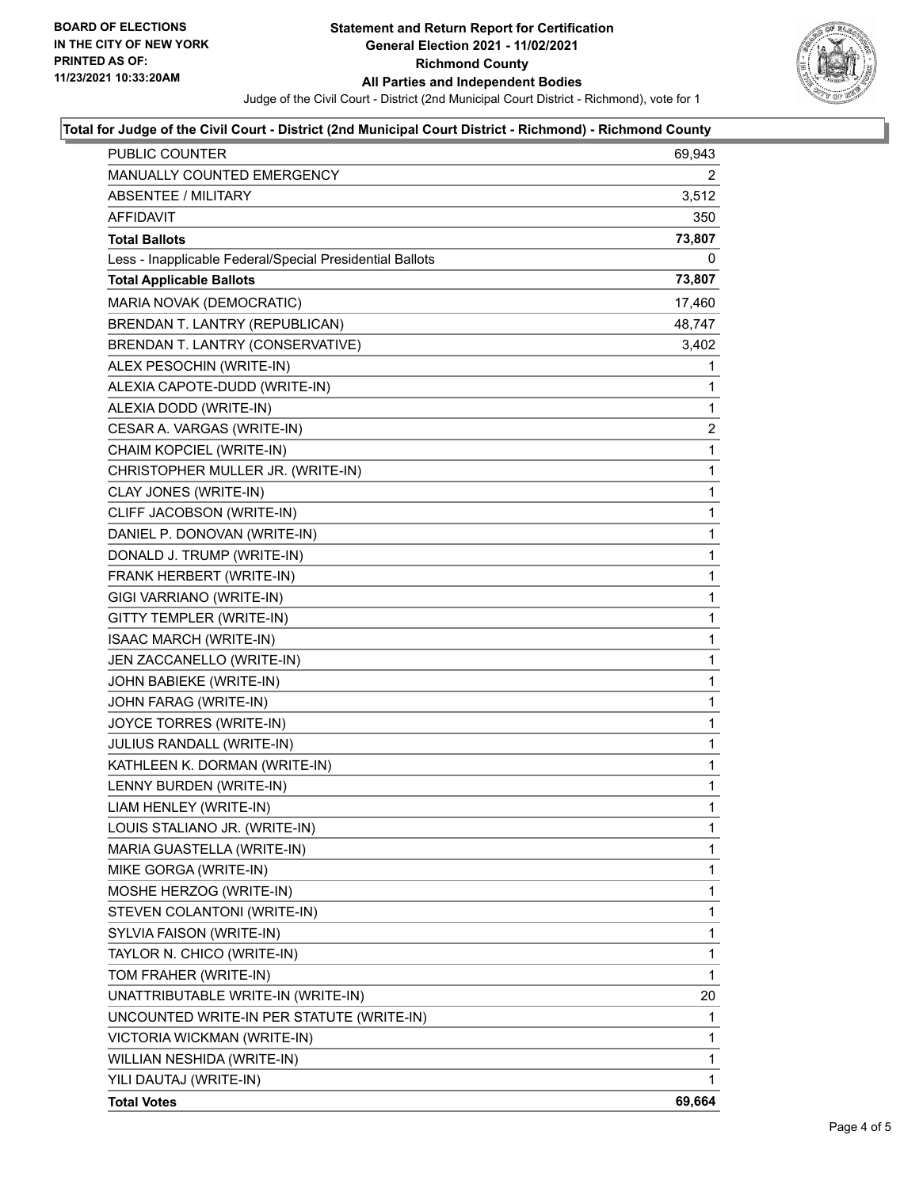**BOARD OF ELECTIONS IN THE CITY OF NEW YORK PRINTED AS OF: 11/23/2021 10:33:20AM**

# Statement and Return Report for Certification
## General Election 2021 - 11/02/2021
## Richmond County
## All Parties and Independent Bodies

Judge of the Civil Court - District (2nd Municipal Court District - Richmond), vote for 1

### Total for Judge of the Civil Court - District (2nd Municipal Court District - Richmond) - Richmond County

| | |
|---|---|
| PUBLIC COUNTER | 69,943 |
| MANUALLY COUNTED EMERGENCY | 2 |
| ABSENTEE / MILITARY | 3,512 |
| AFFIDAVIT | 350 |
| **Total Ballots** | **73,807** |
| Less - Inapplicable Federal/Special Presidential Ballots | 0 |
| **Total Applicable Ballots** | **73,807** |
| MARIA NOVAK (DEMOCRATIC) | 17,460 |
| BRENDAN T. LANTRY (REPUBLICAN) | 48,747 |
| BRENDAN T. LANTRY (CONSERVATIVE) | 3,402 |
| ALEX PESOCHIN (WRITE-IN) | 1 |
| ALEXIA CAPOTE-DUDD (WRITE-IN) | 1 |
| ALEXIA DODD (WRITE-IN) | 1 |
| CESAR A. VARGAS (WRITE-IN) | 2 |
| CHAIM KOPCIEL (WRITE-IN) | 1 |
| CHRISTOPHER MULLER JR. (WRITE-IN) | 1 |
| CLAY JONES (WRITE-IN) | 1 |
| CLIFF JACOBSON (WRITE-IN) | 1 |
| DANIEL P. DONOVAN (WRITE-IN) | 1 |
| DONALD J. TRUMP (WRITE-IN) | 1 |
| FRANK HERBERT (WRITE-IN) | 1 |
| GIGI VARRIANO (WRITE-IN) | 1 |
| GITTY TEMPLER (WRITE-IN) | 1 |
| ISAAC MARCH (WRITE-IN) | 1 |
| JEN ZACCANELLO (WRITE-IN) | 1 |
| JOHN BABIEKE (WRITE-IN) | 1 |
| JOHN FARAG (WRITE-IN) | 1 |
| JOYCE TORRES (WRITE-IN) | 1 |
| JULIUS RANDALL (WRITE-IN) | 1 |
| KATHLEEN K. DORMAN (WRITE-IN) | 1 |
| LENNY BURDEN (WRITE-IN) | 1 |
| LIAM HENLEY (WRITE-IN) | 1 |
| LOUIS STALIANO JR. (WRITE-IN) | 1 |
| MARIA GUASTELLA (WRITE-IN) | 1 |
| MIKE GORGA (WRITE-IN) | 1 |
| MOSHE HERZOG (WRITE-IN) | 1 |
| STEVEN COLANTONI (WRITE-IN) | 1 |
| SYLVIA FAISON (WRITE-IN) | 1 |
| TAYLOR N. CHICO (WRITE-IN) | 1 |
| TOM FRAHER (WRITE-IN) | 1 |
| UNATTRIBUTABLE WRITE-IN (WRITE-IN) | 20 |
| UNCOUNTED WRITE-IN PER STATUTE (WRITE-IN) | 1 |
| VICTORIA WICKMAN (WRITE-IN) | 1 |
| WILLIAN NESHIDA (WRITE-IN) | 1 |
| YILI DAUTAJ (WRITE-IN) | 1 |
| **Total Votes** | **69,664** |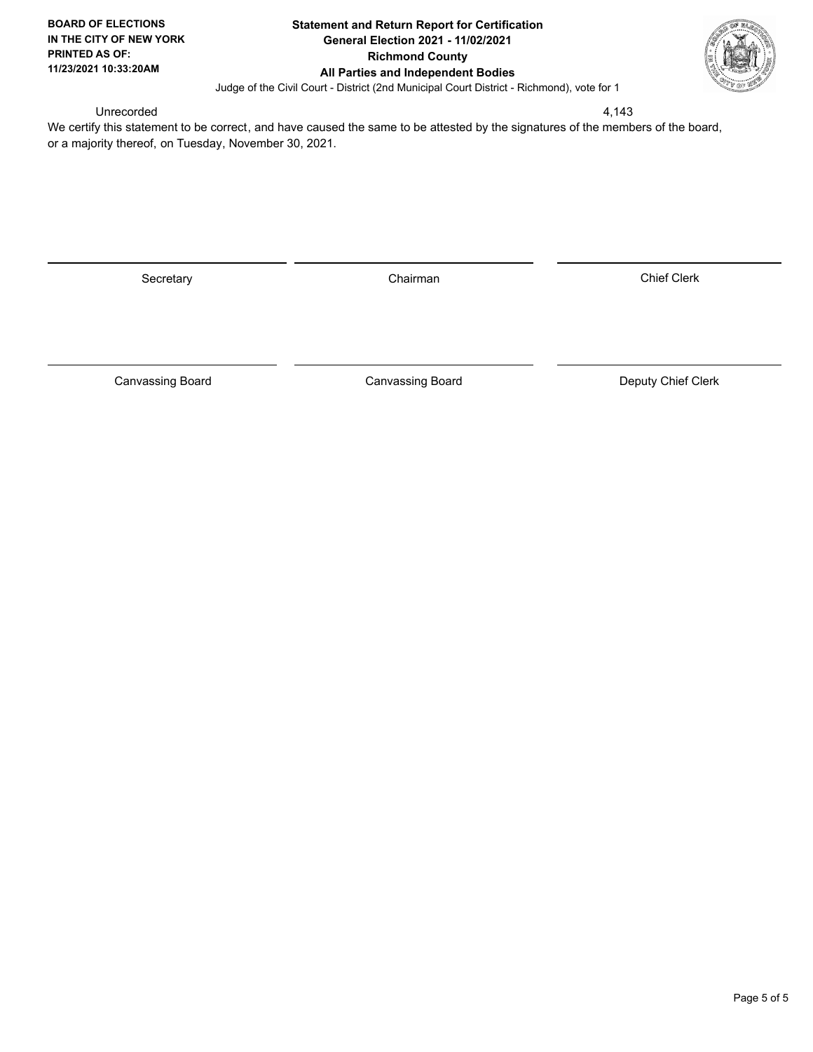**BOARD OF ELECTIONS IN THE CITY OF NEW YORK PRINTED AS OF: 11/23/2021 10:33:20AM**

**Statement and Return Report for Certification**
**General Election 2021 - 11/02/2021**
**Richmond County**
**All Parties and Independent Bodies**

Judge of the Civil Court - District (2nd Municipal Court District - Richmond), vote for 1

| | |
|---|---|
| Unrecorded | 4,143 |

We certify this statement to be correct, and have caused the same to be attested by the signatures of the members of the board, or a majority thereof, on Tuesday, November 30, 2021.

| | | |
|---|---|---|
| Secretary | Chairman | Chief Clerk |
| Canvassing Board | Canvassing Board | Deputy Chief Clerk |